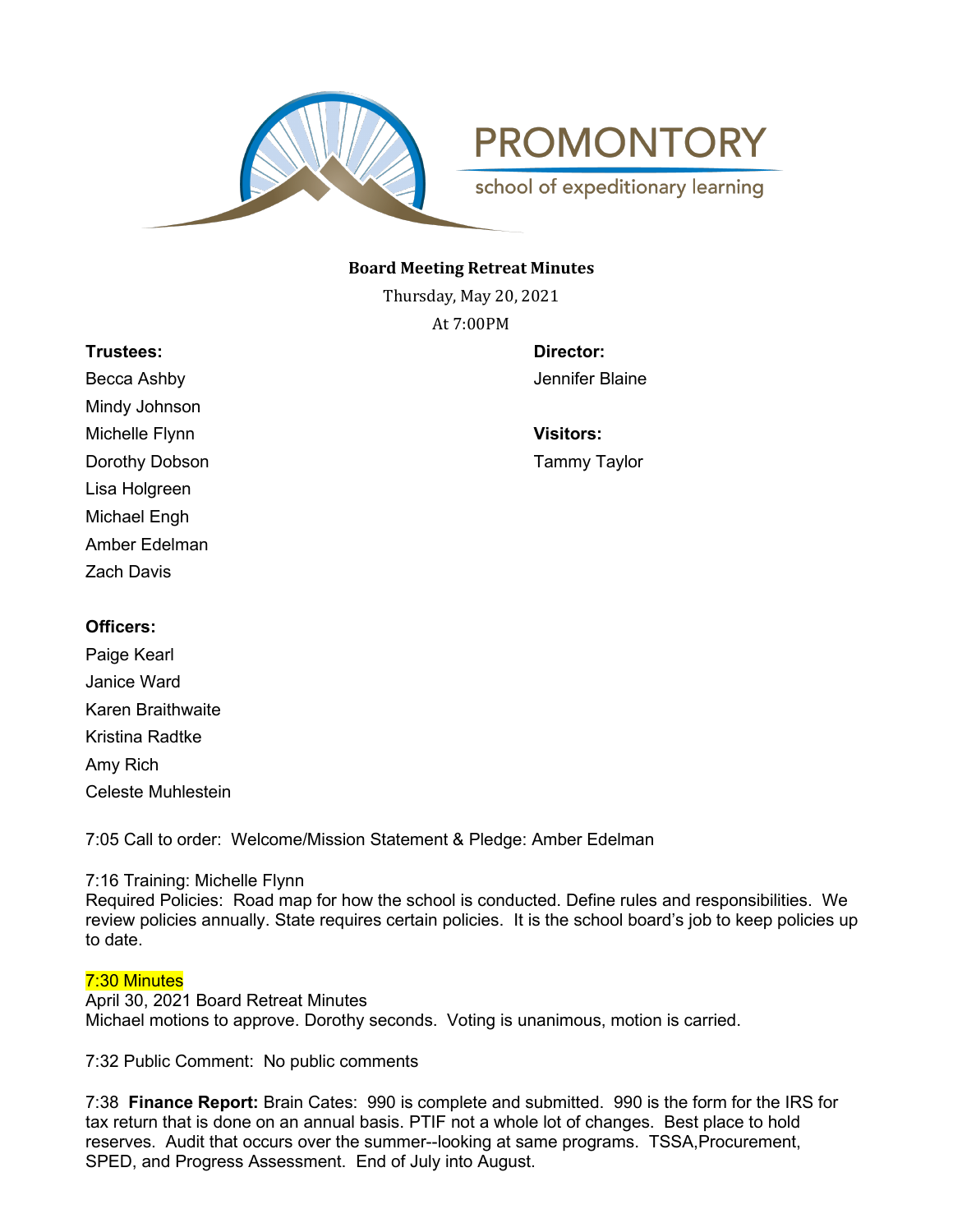# PROMONTORY

school of expeditionary learning

**Board Meeting Retreat Minutes**

Thursday, May 20, 2021

At 7:00PM

**Trustees:**

Becca Ashby
Mindy Johnson
Michelle Flynn
Dorothy Dobson
Lisa Holgreen
Michael Engh
Amber Edelman
Zach Davis

**Director:**

Jennifer Blaine

**Visitors:**

Tammy Taylor

**Officers:**

Paige Kearl
Janice Ward
Karen Braithwaite
Kristina Radtke
Amy Rich
Celeste Muhlestein

7:05 Call to order: Welcome/Mission Statement & Pledge: Amber Edelman

7:16 Training: Michelle Flynn
Required Policies: Road map for how the school is conducted. Define rules and responsibilities. We review policies annually. State requires certain policies. It is the school board's job to keep policies up to date.

7:30 Minutes
April 30, 2021 Board Retreat Minutes
Michael motions to approve. Dorothy seconds. Voting is unanimous, motion is carried.

7:32 Public Comment: No public comments

7:38 **Finance Report:** Brain Cates: 990 is complete and submitted. 990 is the form for the IRS for tax return that is done on an annual basis. PTIF not a whole lot of changes. Best place to hold reserves. Audit that occurs over the summer--looking at same programs. TSSA,Procurement, SPED, and Progress Assessment. End of July into August.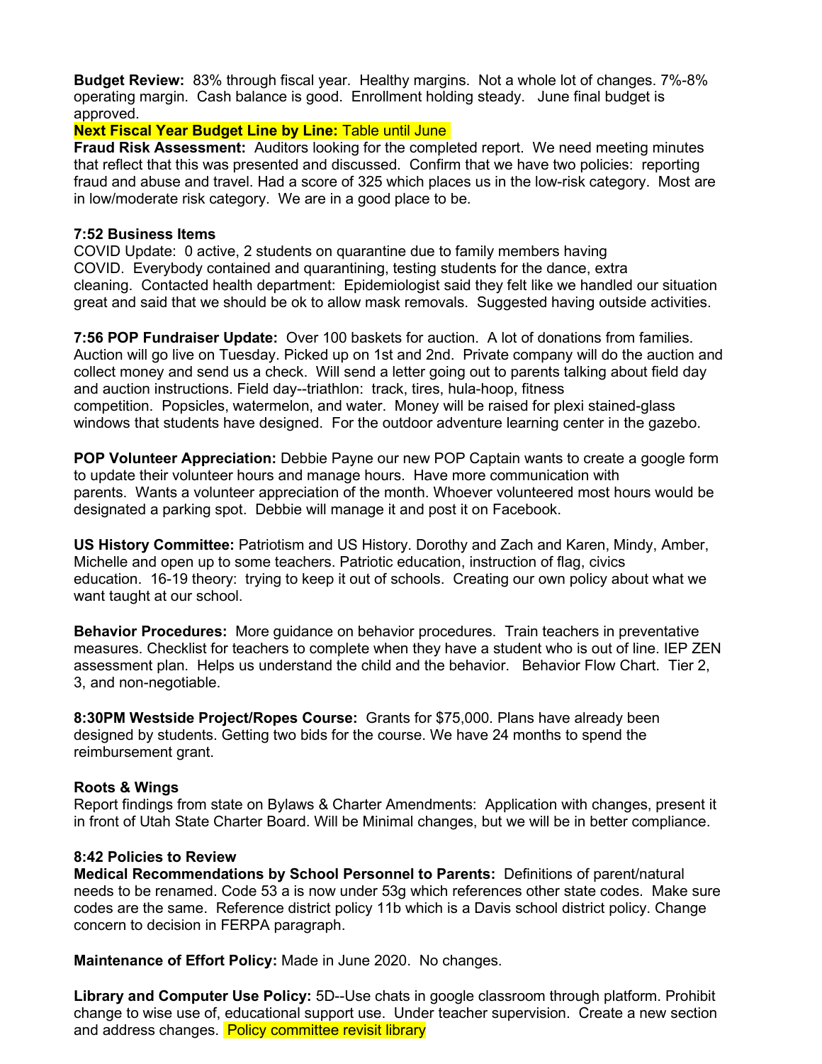**Budget Review:** 83% through fiscal year. Healthy margins. Not a whole lot of changes. 7%-8% operating margin. Cash balance is good. Enrollment holding steady. June final budget is approved.

**Next Fiscal Year Budget Line by Line:** Table until June

**Fraud Risk Assessment:** Auditors looking for the completed report. We need meeting minutes that reflect that this was presented and discussed. Confirm that we have two policies: reporting fraud and abuse and travel. Had a score of 325 which places us in the low-risk category. Most are in low/moderate risk category. We are in a good place to be.

**7:52 Business Items**

COVID Update: 0 active, 2 students on quarantine due to family members having COVID. Everybody contained and quarantining, testing students for the dance, extra cleaning. Contacted health department: Epidemiologist said they felt like we handled our situation great and said that we should be ok to allow mask removals. Suggested having outside activities.

**7:56 POP Fundraiser Update:** Over 100 baskets for auction. A lot of donations from families. Auction will go live on Tuesday. Picked up on 1st and 2nd. Private company will do the auction and collect money and send us a check. Will send a letter going out to parents talking about field day and auction instructions. Field day--triathlon: track, tires, hula-hoop, fitness competition. Popsicles, watermelon, and water. Money will be raised for plexi stained-glass windows that students have designed. For the outdoor adventure learning center in the gazebo.

**POP Volunteer Appreciation:** Debbie Payne our new POP Captain wants to create a google form to update their volunteer hours and manage hours. Have more communication with parents. Wants a volunteer appreciation of the month. Whoever volunteered most hours would be designated a parking spot. Debbie will manage it and post it on Facebook.

**US History Committee:** Patriotism and US History. Dorothy and Zach and Karen, Mindy, Amber, Michelle and open up to some teachers. Patriotic education, instruction of flag, civics education. 16-19 theory: trying to keep it out of schools. Creating our own policy about what we want taught at our school.

**Behavior Procedures:** More guidance on behavior procedures. Train teachers in preventative measures. Checklist for teachers to complete when they have a student who is out of line. IEP ZEN assessment plan. Helps us understand the child and the behavior. Behavior Flow Chart. Tier 2, 3, and non-negotiable.

**8:30PM Westside Project/Ropes Course:** Grants for $75,000. Plans have already been designed by students. Getting two bids for the course. We have 24 months to spend the reimbursement grant.

**Roots & Wings**

Report findings from state on Bylaws & Charter Amendments: Application with changes, present it in front of Utah State Charter Board. Will be Minimal changes, but we will be in better compliance.

**8:42 Policies to Review**

**Medical Recommendations by School Personnel to Parents:** Definitions of parent/natural needs to be renamed. Code 53 a is now under 53g which references other state codes. Make sure codes are the same. Reference district policy 11b which is a Davis school district policy. Change concern to decision in FERPA paragraph.

**Maintenance of Effort Policy:** Made in June 2020. No changes.

**Library and Computer Use Policy:** 5D--Use chats in google classroom through platform. Prohibit change to wise use of, educational support use. Under teacher supervision. Create a new section and address changes. Policy committee revisit library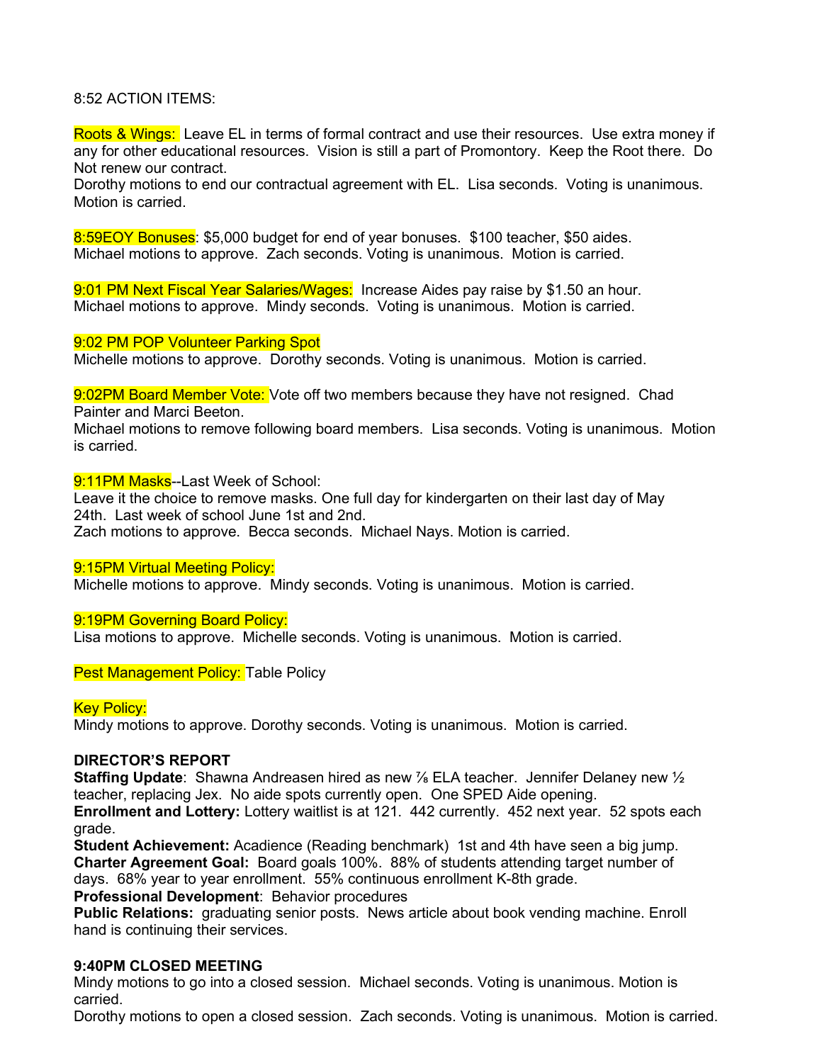8:52 ACTION ITEMS:

Roots & Wings: Leave EL in terms of formal contract and use their resources. Use extra money if any for other educational resources. Vision is still a part of Promontory. Keep the Root there. Do Not renew our contract.
Dorothy motions to end our contractual agreement with EL. Lisa seconds. Voting is unanimous. Motion is carried.

8:59EOY Bonuses: $5,000 budget for end of year bonuses. $100 teacher, $50 aides.
Michael motions to approve. Zach seconds. Voting is unanimous. Motion is carried.

9:01 PM Next Fiscal Year Salaries/Wages: Increase Aides pay raise by $1.50 an hour.
Michael motions to approve. Mindy seconds. Voting is unanimous. Motion is carried.

9:02 PM POP Volunteer Parking Spot
Michelle motions to approve. Dorothy seconds. Voting is unanimous. Motion is carried.

9:02PM Board Member Vote: Vote off two members because they have not resigned. Chad Painter and Marci Beeton.
Michael motions to remove following board members. Lisa seconds. Voting is unanimous. Motion is carried.

9:11PM Masks--Last Week of School:
Leave it the choice to remove masks. One full day for kindergarten on their last day of May 24th. Last week of school June 1st and 2nd.
Zach motions to approve. Becca seconds. Michael Nays. Motion is carried.

9:15PM Virtual Meeting Policy:
Michelle motions to approve. Mindy seconds. Voting is unanimous. Motion is carried.

9:19PM Governing Board Policy:
Lisa motions to approve. Michelle seconds. Voting is unanimous. Motion is carried.

Pest Management Policy: Table Policy

Key Policy:
Mindy motions to approve. Dorothy seconds. Voting is unanimous. Motion is carried.

**DIRECTOR'S REPORT**
**Staffing Update**: Shawna Andreasen hired as new ⅞ ELA teacher. Jennifer Delaney new ½ teacher, replacing Jex. No aide spots currently open. One SPED Aide opening.
**Enrollment and Lottery:** Lottery waitlist is at 121. 442 currently. 452 next year. 52 spots each grade.
**Student Achievement:** Acadience (Reading benchmark) 1st and 4th have seen a big jump.
**Charter Agreement Goal:** Board goals 100%. 88% of students attending target number of days. 68% year to year enrollment. 55% continuous enrollment K-8th grade.
**Professional Development**: Behavior procedures
**Public Relations:** graduating senior posts. News article about book vending machine. Enroll hand is continuing their services.

**9:40PM CLOSED MEETING**
Mindy motions to go into a closed session. Michael seconds. Voting is unanimous. Motion is carried.
Dorothy motions to open a closed session. Zach seconds. Voting is unanimous. Motion is carried.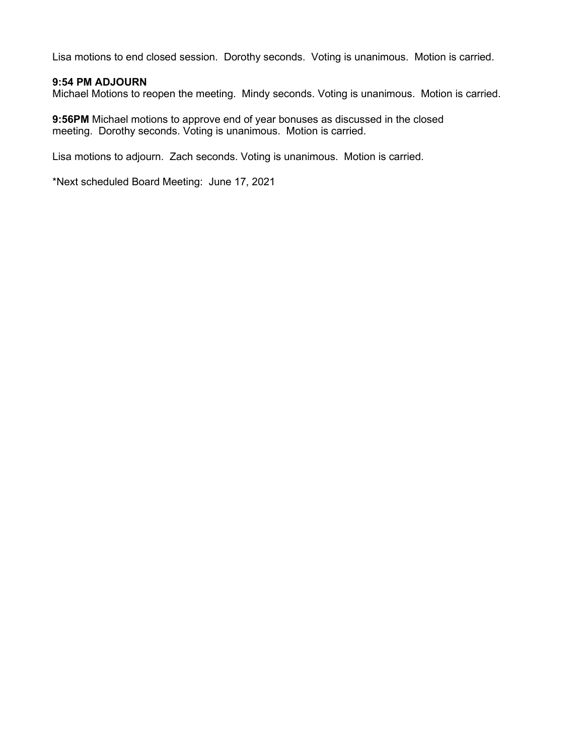Lisa motions to end closed session.  Dorothy seconds.  Voting is unanimous.  Motion is carried.

**9:54 PM ADJOURN**
Michael Motions to reopen the meeting.  Mindy seconds. Voting is unanimous.  Motion is carried.

**9:56PM** Michael motions to approve end of year bonuses as discussed in the closed meeting.  Dorothy seconds. Voting is unanimous.  Motion is carried.

Lisa motions to adjourn.  Zach seconds. Voting is unanimous.  Motion is carried.

*Next scheduled Board Meeting:  June 17, 2021